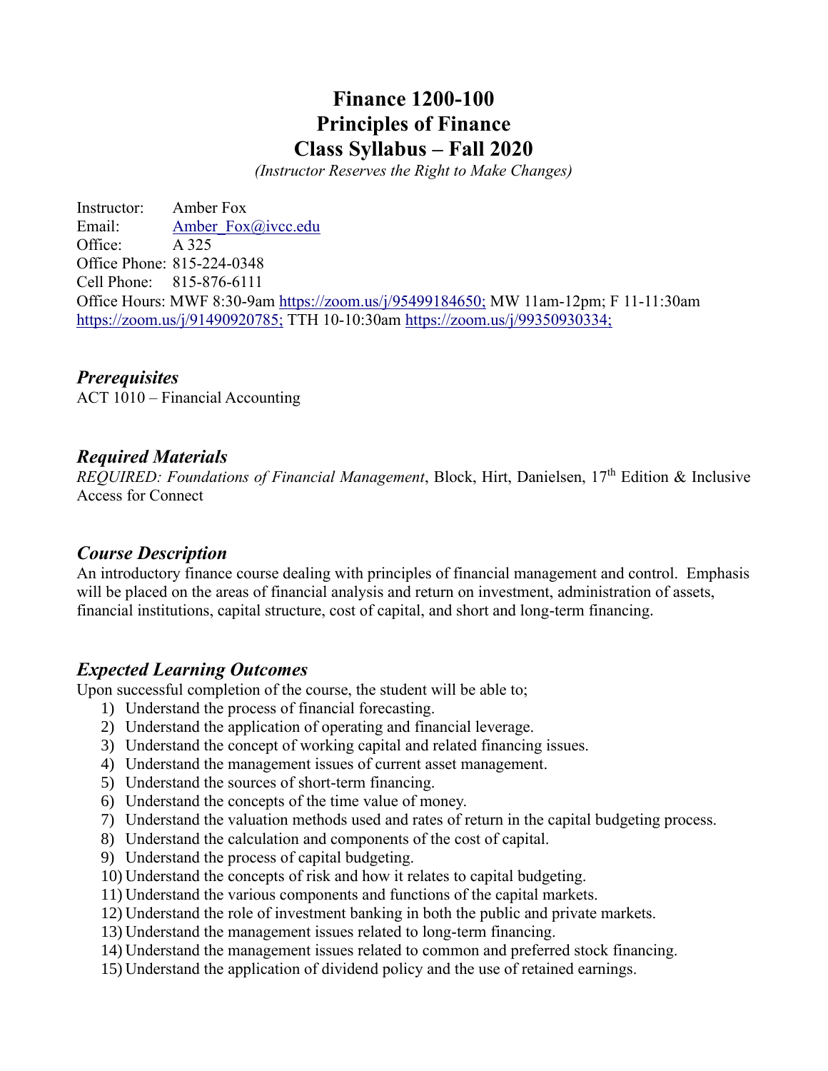# Finance 1200-100
# Principles of Finance
# Class Syllabus – Fall 2020

*(Instructor Reserves the Right to Make Changes)*

Instructor: Amber Fox
Email: Amber_Fox@ivcc.edu
Office: A 325
Office Phone: 815-224-0348
Cell Phone: 815-876-6111
Office Hours: MWF 8:30-9am https://zoom.us/j/95499184650; MW 11am-12pm; F 11-11:30am https://zoom.us/j/91490920785; TTH 10-10:30am https://zoom.us/j/99350930334;

## *Prerequisites*

ACT 1010 – Financial Accounting

## *Required Materials*

*REQUIRED: Foundations of Financial Management*, Block, Hirt, Danielsen, 17th Edition & Inclusive Access for Connect

## *Course Description*

An introductory finance course dealing with principles of financial management and control. Emphasis will be placed on the areas of financial analysis and return on investment, administration of assets, financial institutions, capital structure, cost of capital, and short and long-term financing.

## *Expected Learning Outcomes*

Upon successful completion of the course, the student will be able to;

1) Understand the process of financial forecasting.
2) Understand the application of operating and financial leverage.
3) Understand the concept of working capital and related financing issues.
4) Understand the management issues of current asset management.
5) Understand the sources of short-term financing.
6) Understand the concepts of the time value of money.
7) Understand the valuation methods used and rates of return in the capital budgeting process.
8) Understand the calculation and components of the cost of capital.
9) Understand the process of capital budgeting.
10) Understand the concepts of risk and how it relates to capital budgeting.
11) Understand the various components and functions of the capital markets.
12) Understand the role of investment banking in both the public and private markets.
13) Understand the management issues related to long-term financing.
14) Understand the management issues related to common and preferred stock financing.
15) Understand the application of dividend policy and the use of retained earnings.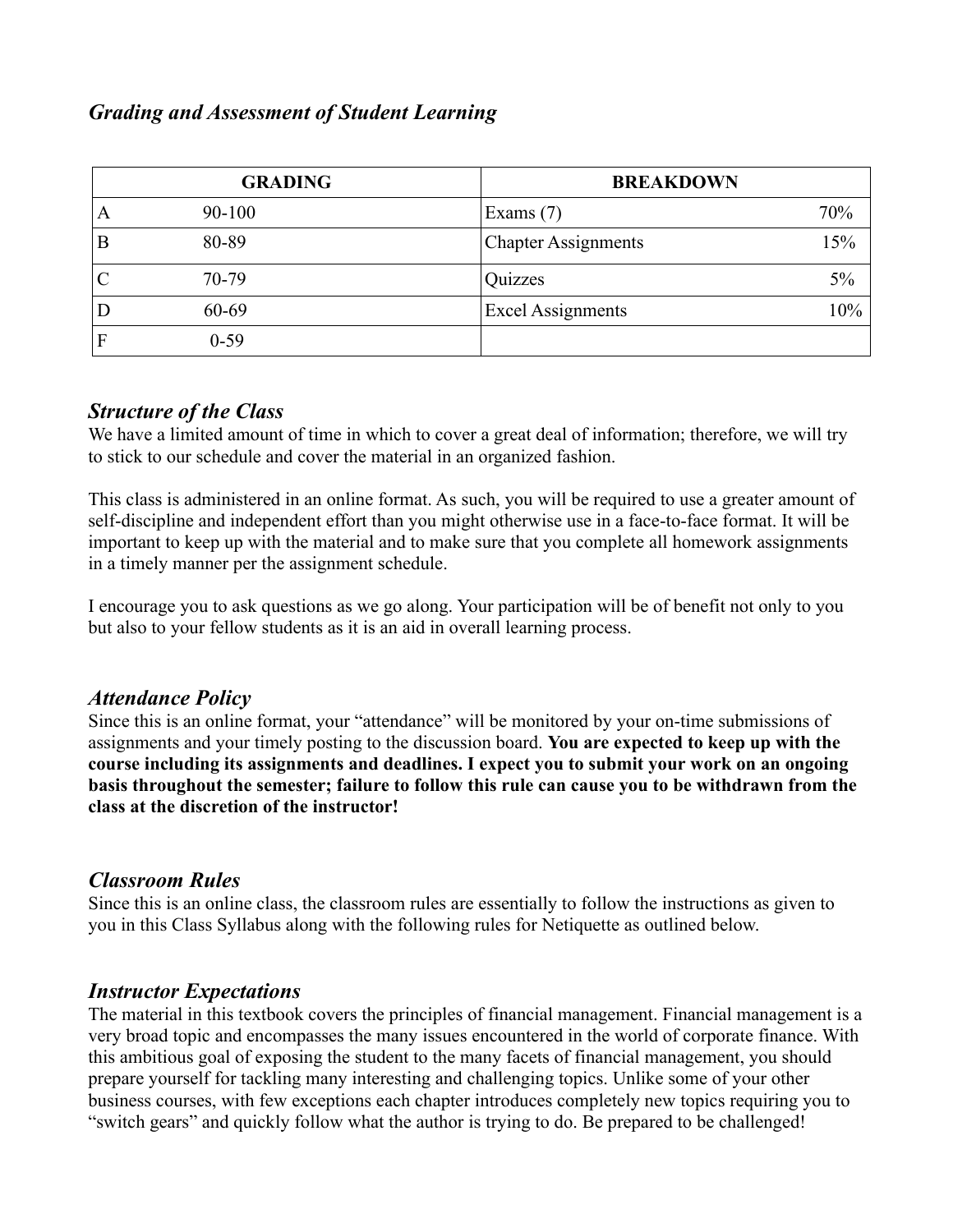## *Grading and Assessment of Student Learning*

| GRADING | | BREAKDOWN | |
| --- | --- | --- | --- |
| A | 90-100 | Exams (7) | 70% |
| B | 80-89 | Chapter Assignments | 15% |
| C | 70-79 | Quizzes | 5% |
| D | 60-69 | Excel Assignments | 10% |
| F | 0-59 | | |

## *Structure of the Class*

We have a limited amount of time in which to cover a great deal of information; therefore, we will try to stick to our schedule and cover the material in an organized fashion.

This class is administered in an online format. As such, you will be required to use a greater amount of self-discipline and independent effort than you might otherwise use in a face-to-face format. It will be important to keep up with the material and to make sure that you complete all homework assignments in a timely manner per the assignment schedule.

I encourage you to ask questions as we go along. Your participation will be of benefit not only to you but also to your fellow students as it is an aid in overall learning process.

## *Attendance Policy*

Since this is an online format, your "attendance" will be monitored by your on-time submissions of assignments and your timely posting to the discussion board. **You are expected to keep up with the course including its assignments and deadlines. I expect you to submit your work on an ongoing basis throughout the semester; failure to follow this rule can cause you to be withdrawn from the class at the discretion of the instructor!**

## *Classroom Rules*

Since this is an online class, the classroom rules are essentially to follow the instructions as given to you in this Class Syllabus along with the following rules for Netiquette as outlined below.

## *Instructor Expectations*

The material in this textbook covers the principles of financial management. Financial management is a very broad topic and encompasses the many issues encountered in the world of corporate finance. With this ambitious goal of exposing the student to the many facets of financial management, you should prepare yourself for tackling many interesting and challenging topics. Unlike some of your other business courses, with few exceptions each chapter introduces completely new topics requiring you to "switch gears" and quickly follow what the author is trying to do. Be prepared to be challenged!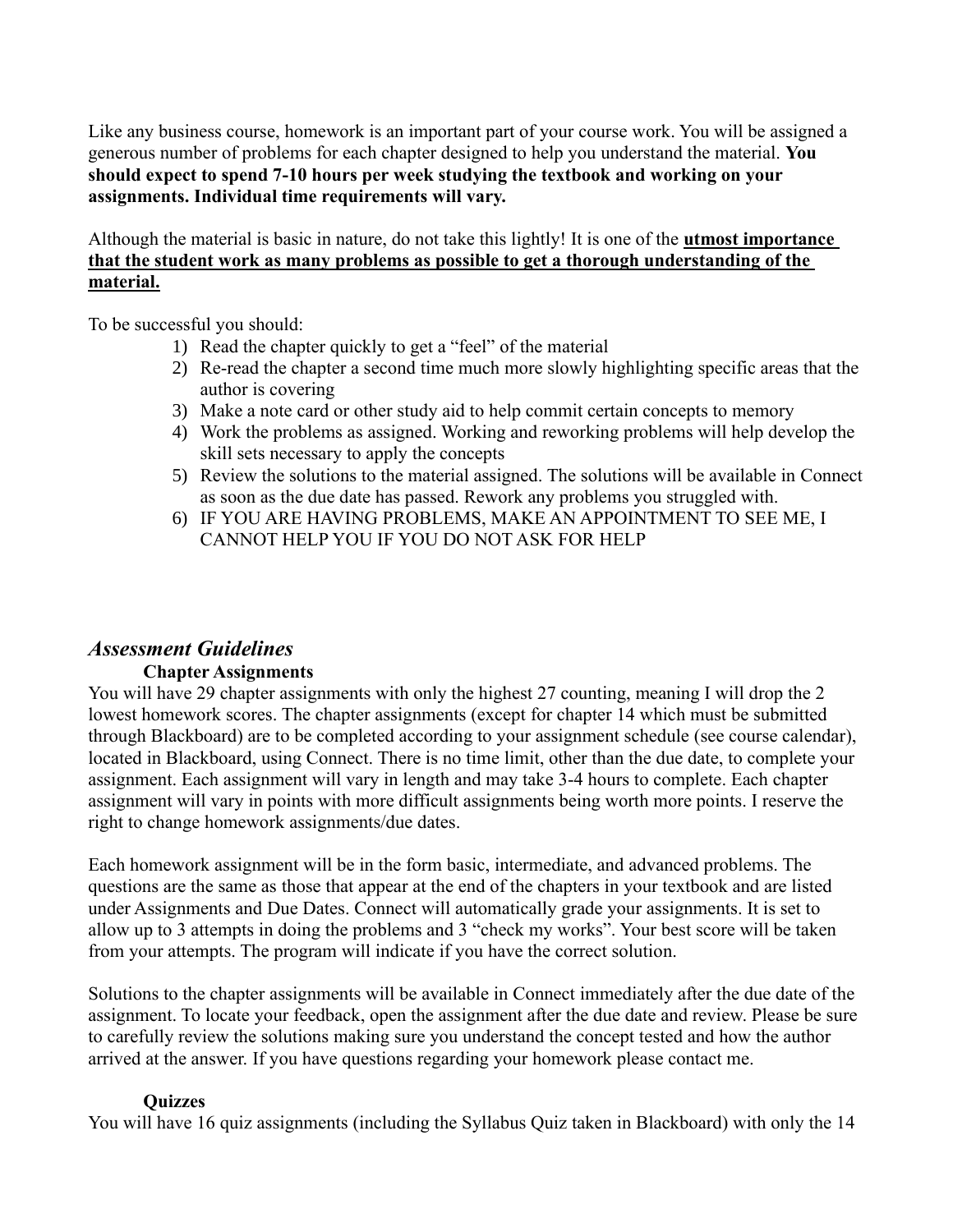Like any business course, homework is an important part of your course work. You will be assigned a generous number of problems for each chapter designed to help you understand the material. **You should expect to spend 7-10 hours per week studying the textbook and working on your assignments. Individual time requirements will vary.**

Although the material is basic in nature, do not take this lightly! It is one of the **utmost importance that the student work as many problems as possible to get a thorough understanding of the material.**

To be successful you should:

1) Read the chapter quickly to get a "feel" of the material
2) Re-read the chapter a second time much more slowly highlighting specific areas that the author is covering
3) Make a note card or other study aid to help commit certain concepts to memory
4) Work the problems as assigned. Working and reworking problems will help develop the skill sets necessary to apply the concepts
5) Review the solutions to the material assigned. The solutions will be available in Connect as soon as the due date has passed. Rework any problems you struggled with.
6) IF YOU ARE HAVING PROBLEMS, MAKE AN APPOINTMENT TO SEE ME, I CANNOT HELP YOU IF YOU DO NOT ASK FOR HELP

## *Assessment Guidelines*

### Chapter Assignments

You will have 29 chapter assignments with only the highest 27 counting, meaning I will drop the 2 lowest homework scores. The chapter assignments (except for chapter 14 which must be submitted through Blackboard) are to be completed according to your assignment schedule (see course calendar), located in Blackboard, using Connect. There is no time limit, other than the due date, to complete your assignment. Each assignment will vary in length and may take 3-4 hours to complete. Each chapter assignment will vary in points with more difficult assignments being worth more points. I reserve the right to change homework assignments/due dates.

Each homework assignment will be in the form basic, intermediate, and advanced problems. The questions are the same as those that appear at the end of the chapters in your textbook and are listed under Assignments and Due Dates. Connect will automatically grade your assignments. It is set to allow up to 3 attempts in doing the problems and 3 "check my works". Your best score will be taken from your attempts. The program will indicate if you have the correct solution.

Solutions to the chapter assignments will be available in Connect immediately after the due date of the assignment. To locate your feedback, open the assignment after the due date and review. Please be sure to carefully review the solutions making sure you understand the concept tested and how the author arrived at the answer. If you have questions regarding your homework please contact me.

### Quizzes

You will have 16 quiz assignments (including the Syllabus Quiz taken in Blackboard) with only the 14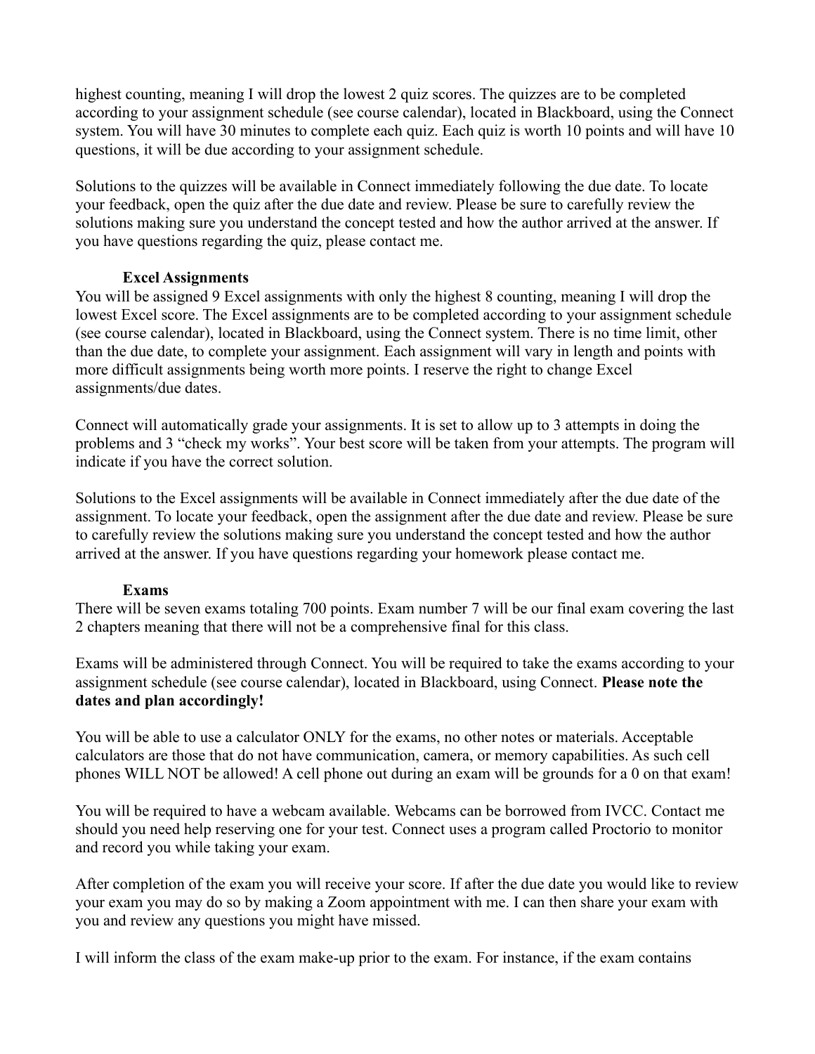highest counting, meaning I will drop the lowest 2 quiz scores. The quizzes are to be completed according to your assignment schedule (see course calendar), located in Blackboard, using the Connect system. You will have 30 minutes to complete each quiz. Each quiz is worth 10 points and will have 10 questions, it will be due according to your assignment schedule.

Solutions to the quizzes will be available in Connect immediately following the due date. To locate your feedback, open the quiz after the due date and review. Please be sure to carefully review the solutions making sure you understand the concept tested and how the author arrived at the answer. If you have questions regarding the quiz, please contact me.

**Excel Assignments**

You will be assigned 9 Excel assignments with only the highest 8 counting, meaning I will drop the lowest Excel score. The Excel assignments are to be completed according to your assignment schedule (see course calendar), located in Blackboard, using the Connect system. There is no time limit, other than the due date, to complete your assignment. Each assignment will vary in length and points with more difficult assignments being worth more points. I reserve the right to change Excel assignments/due dates.

Connect will automatically grade your assignments. It is set to allow up to 3 attempts in doing the problems and 3 "check my works". Your best score will be taken from your attempts. The program will indicate if you have the correct solution.

Solutions to the Excel assignments will be available in Connect immediately after the due date of the assignment. To locate your feedback, open the assignment after the due date and review. Please be sure to carefully review the solutions making sure you understand the concept tested and how the author arrived at the answer. If you have questions regarding your homework please contact me.

**Exams**

There will be seven exams totaling 700 points. Exam number 7 will be our final exam covering the last 2 chapters meaning that there will not be a comprehensive final for this class.

Exams will be administered through Connect. You will be required to take the exams according to your assignment schedule (see course calendar), located in Blackboard, using Connect. **Please note the dates and plan accordingly!**

You will be able to use a calculator ONLY for the exams, no other notes or materials. Acceptable calculators are those that do not have communication, camera, or memory capabilities. As such cell phones WILL NOT be allowed! A cell phone out during an exam will be grounds for a 0 on that exam!

You will be required to have a webcam available. Webcams can be borrowed from IVCC. Contact me should you need help reserving one for your test. Connect uses a program called Proctorio to monitor and record you while taking your exam.

After completion of the exam you will receive your score. If after the due date you would like to review your exam you may do so by making a Zoom appointment with me. I can then share your exam with you and review any questions you might have missed.

I will inform the class of the exam make-up prior to the exam. For instance, if the exam contains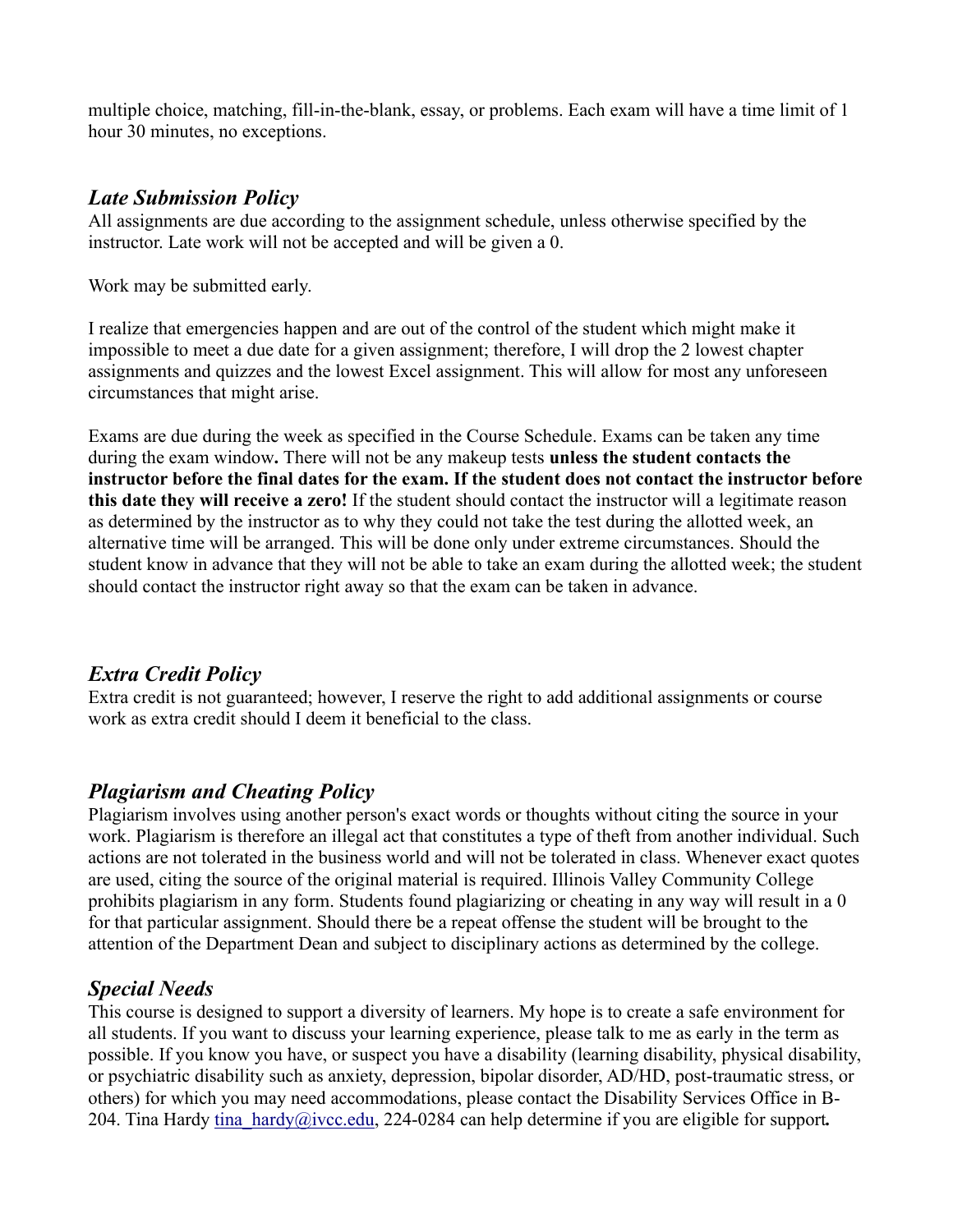multiple choice, matching, fill-in-the-blank, essay, or problems. Each exam will have a time limit of 1 hour 30 minutes, no exceptions.

### *Late Submission Policy*

All assignments are due according to the assignment schedule, unless otherwise specified by the instructor. Late work will not be accepted and will be given a 0.

Work may be submitted early.

I realize that emergencies happen and are out of the control of the student which might make it impossible to meet a due date for a given assignment; therefore, I will drop the 2 lowest chapter assignments and quizzes and the lowest Excel assignment. This will allow for most any unforeseen circumstances that might arise.

Exams are due during the week as specified in the Course Schedule. Exams can be taken any time during the exam window**.** There will not be any makeup tests **unless the student contacts the instructor before the final dates for the exam. If the student does not contact the instructor before this date they will receive a zero!** If the student should contact the instructor will a legitimate reason as determined by the instructor as to why they could not take the test during the allotted week, an alternative time will be arranged. This will be done only under extreme circumstances. Should the student know in advance that they will not be able to take an exam during the allotted week; the student should contact the instructor right away so that the exam can be taken in advance.

### *Extra Credit Policy*

Extra credit is not guaranteed; however, I reserve the right to add additional assignments or course work as extra credit should I deem it beneficial to the class.

### *Plagiarism and Cheating Policy*

Plagiarism involves using another person's exact words or thoughts without citing the source in your work. Plagiarism is therefore an illegal act that constitutes a type of theft from another individual. Such actions are not tolerated in the business world and will not be tolerated in class. Whenever exact quotes are used, citing the source of the original material is required. Illinois Valley Community College prohibits plagiarism in any form. Students found plagiarizing or cheating in any way will result in a 0 for that particular assignment. Should there be a repeat offense the student will be brought to the attention of the Department Dean and subject to disciplinary actions as determined by the college.

### *Special Needs*

This course is designed to support a diversity of learners. My hope is to create a safe environment for all students. If you want to discuss your learning experience, please talk to me as early in the term as possible. If you know you have, or suspect you have a disability (learning disability, physical disability, or psychiatric disability such as anxiety, depression, bipolar disorder, AD/HD, post-traumatic stress, or others) for which you may need accommodations, please contact the Disability Services Office in B-204. Tina Hardy tina_hardy@ivcc.edu, 224-0284 can help determine if you are eligible for support**.**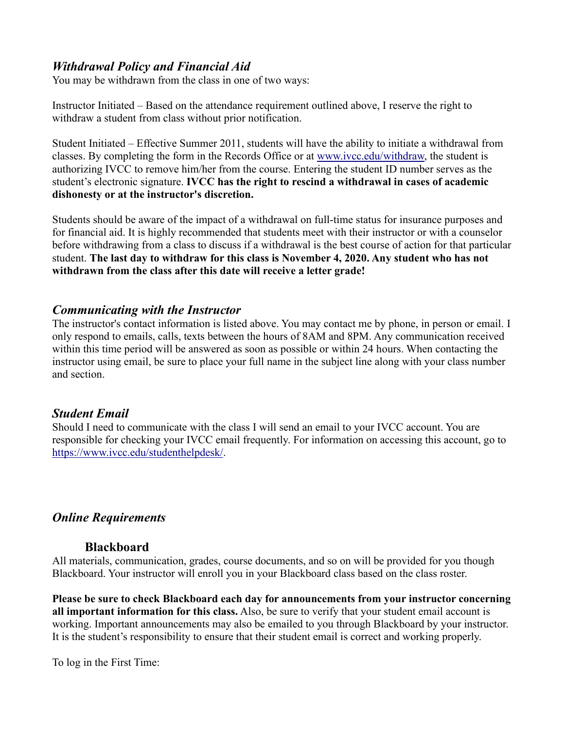## *Withdrawal Policy and Financial Aid*

You may be withdrawn from the class in one of two ways:

Instructor Initiated – Based on the attendance requirement outlined above, I reserve the right to withdraw a student from class without prior notification.

Student Initiated – Effective Summer 2011, students will have the ability to initiate a withdrawal from classes. By completing the form in the Records Office or at [www.ivcc.edu/withdraw](www.ivcc.edu/withdraw), the student is authorizing IVCC to remove him/her from the course. Entering the student ID number serves as the student's electronic signature. **IVCC has the right to rescind a withdrawal in cases of academic dishonesty or at the instructor's discretion.**

Students should be aware of the impact of a withdrawal on full-time status for insurance purposes and for financial aid. It is highly recommended that students meet with their instructor or with a counselor before withdrawing from a class to discuss if a withdrawal is the best course of action for that particular student. **The last day to withdraw for this class is November 4, 2020. Any student who has not withdrawn from the class after this date will receive a letter grade!**

## *Communicating with the Instructor*

The instructor's contact information is listed above. You may contact me by phone, in person or email. I only respond to emails, calls, texts between the hours of 8AM and 8PM. Any communication received within this time period will be answered as soon as possible or within 24 hours. When contacting the instructor using email, be sure to place your full name in the subject line along with your class number and section.

## *Student Email*

Should I need to communicate with the class I will send an email to your IVCC account. You are responsible for checking your IVCC email frequently. For information on accessing this account, go to [https://www.ivcc.edu/studenthelpdesk/](https://www.ivcc.edu/studenthelpdesk/).

## *Online Requirements*

### Blackboard

All materials, communication, grades, course documents, and so on will be provided for you though Blackboard. Your instructor will enroll you in your Blackboard class based on the class roster.

**Please be sure to check Blackboard each day for announcements from your instructor concerning all important information for this class.** Also, be sure to verify that your student email account is working. Important announcements may also be emailed to you through Blackboard by your instructor. It is the student's responsibility to ensure that their student email is correct and working properly.

To log in the First Time: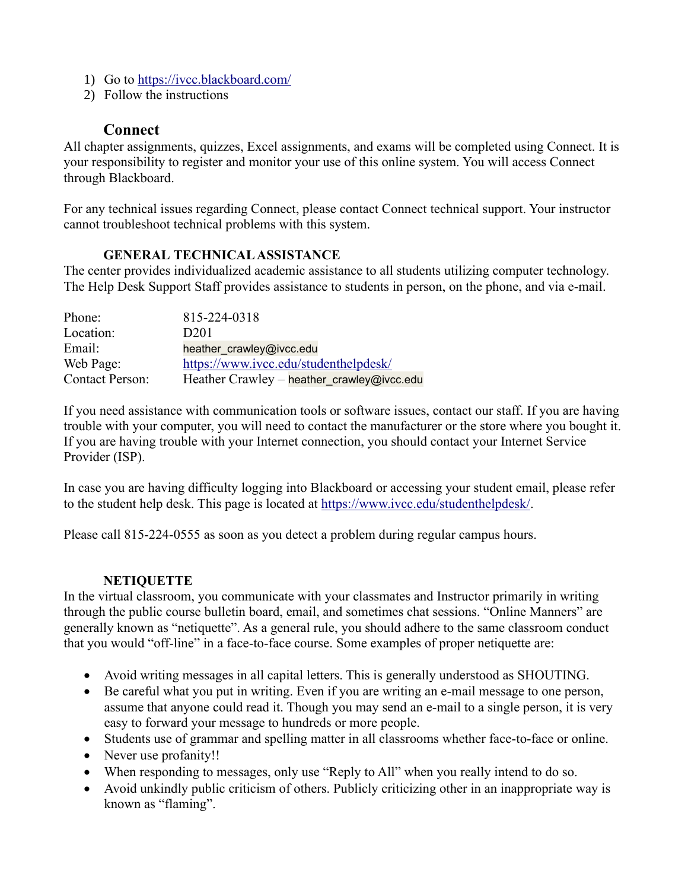1) Go to https://ivcc.blackboard.com/
2) Follow the instructions

### Connect

All chapter assignments, quizzes, Excel assignments, and exams will be completed using Connect. It is your responsibility to register and monitor your use of this online system. You will access Connect through Blackboard.

For any technical issues regarding Connect, please contact Connect technical support. Your instructor cannot troubleshoot technical problems with this system.

### GENERAL TECHNICAL ASSISTANCE

The center provides individualized academic assistance to all students utilizing computer technology. The Help Desk Support Staff provides assistance to students in person, on the phone, and via e-mail.

| | |
|---|---|
| Phone: | 815-224-0318 |
| Location: | D201 |
| Email: | heather_crawley@ivcc.edu |
| Web Page: | https://www.ivcc.edu/studenthelpdesk/ |
| Contact Person: | Heather Crawley – heather_crawley@ivcc.edu |

If you need assistance with communication tools or software issues, contact our staff. If you are having trouble with your computer, you will need to contact the manufacturer or the store where you bought it. If you are having trouble with your Internet connection, you should contact your Internet Service Provider (ISP).

In case you are having difficulty logging into Blackboard or accessing your student email, please refer to the student help desk. This page is located at https://www.ivcc.edu/studenthelpdesk/.

Please call 815-224-0555 as soon as you detect a problem during regular campus hours.

### NETIQUETTE

In the virtual classroom, you communicate with your classmates and Instructor primarily in writing through the public course bulletin board, email, and sometimes chat sessions. "Online Manners" are generally known as "netiquette". As a general rule, you should adhere to the same classroom conduct that you would "off-line" in a face-to-face course. Some examples of proper netiquette are:

- Avoid writing messages in all capital letters. This is generally understood as SHOUTING.
- Be careful what you put in writing. Even if you are writing an e-mail message to one person, assume that anyone could read it. Though you may send an e-mail to a single person, it is very easy to forward your message to hundreds or more people.
- Students use of grammar and spelling matter in all classrooms whether face-to-face or online.
- Never use profanity!!
- When responding to messages, only use "Reply to All" when you really intend to do so.
- Avoid unkindly public criticism of others. Publicly criticizing other in an inappropriate way is known as "flaming".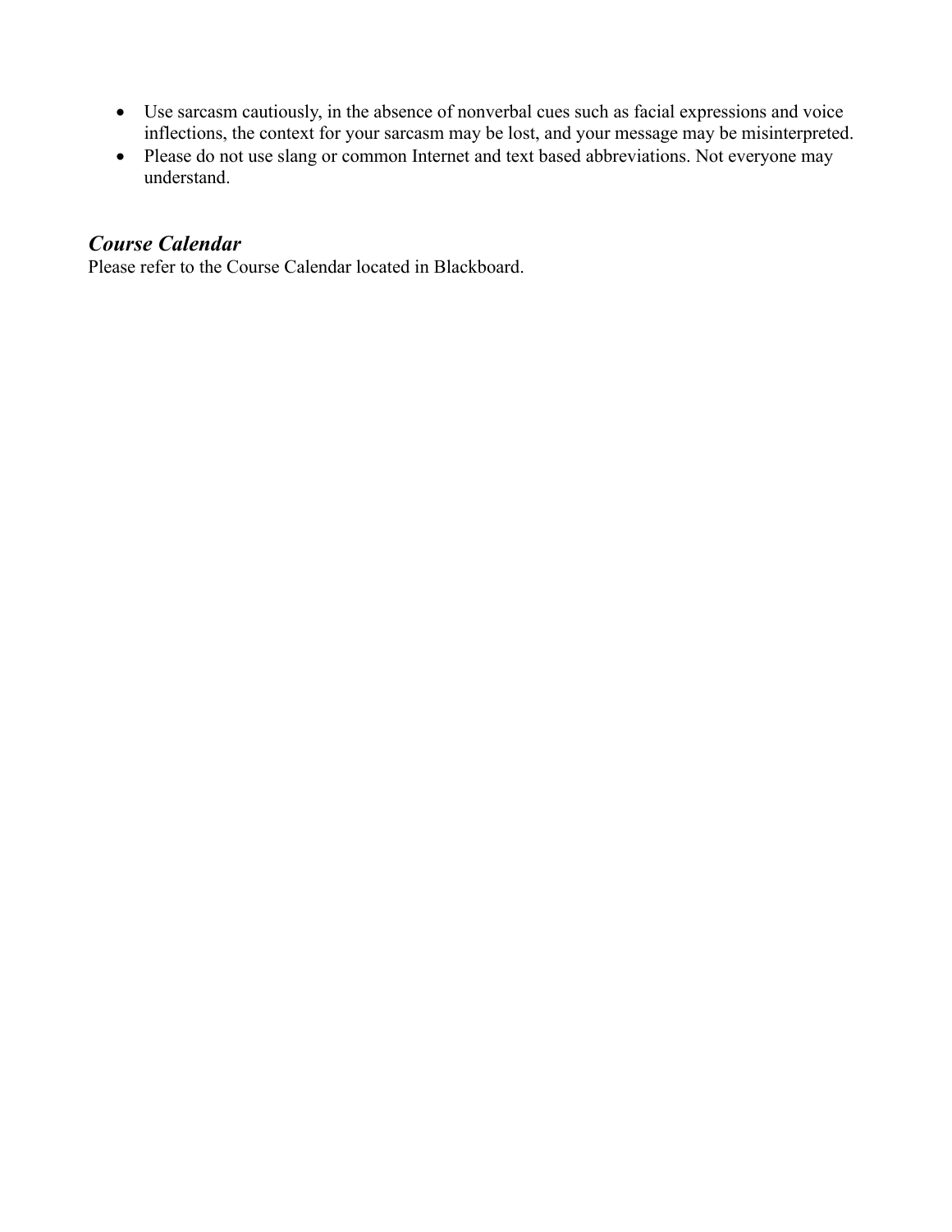- Use sarcasm cautiously, in the absence of nonverbal cues such as facial expressions and voice inflections, the context for your sarcasm may be lost, and your message may be misinterpreted.
- Please do not use slang or common Internet and text based abbreviations. Not everyone may understand.

### *Course Calendar*

Please refer to the Course Calendar located in Blackboard.